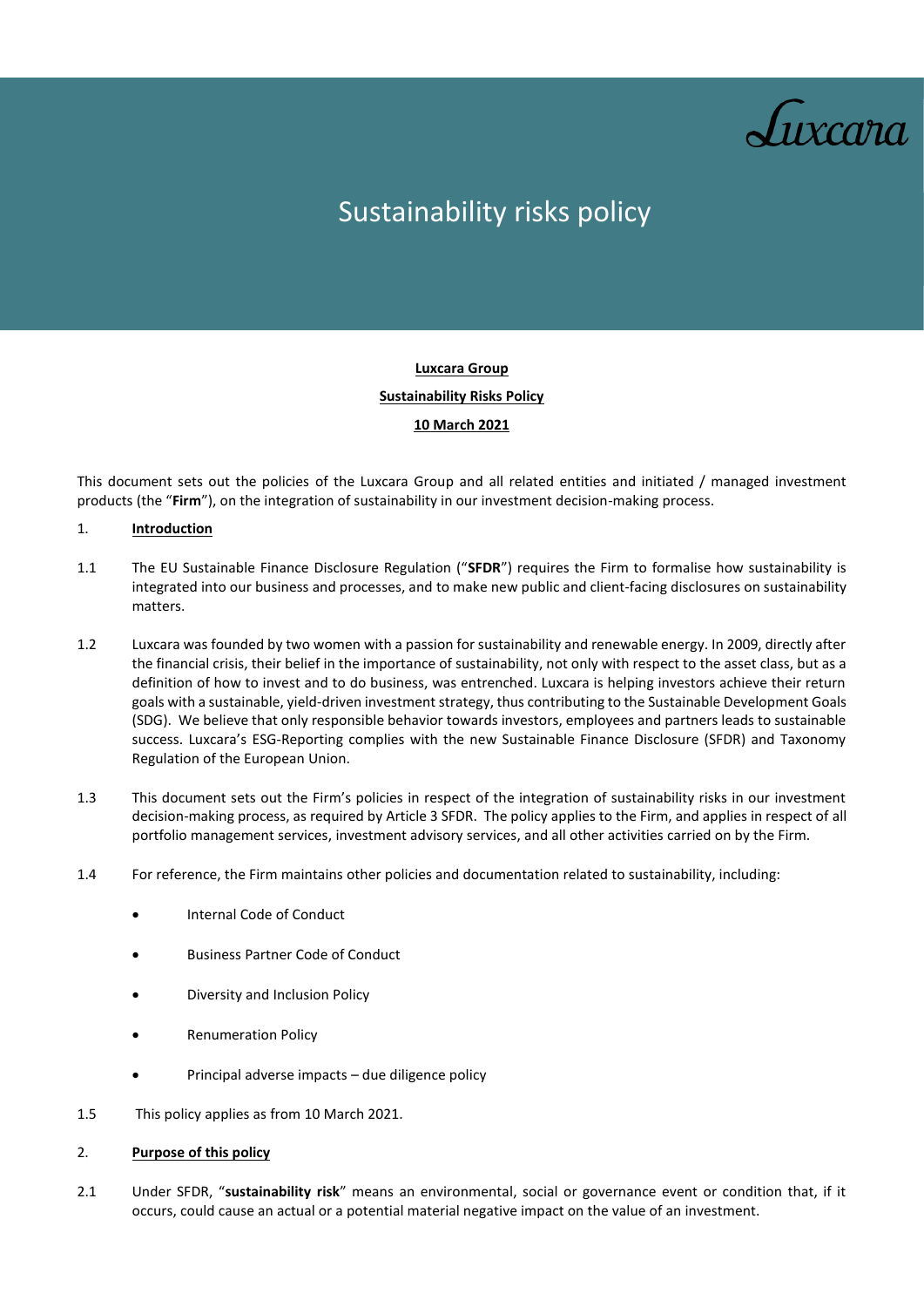Luxcara

# Sustainability risks policy

**Luxcara Group**

**Sustainability Risks Policy**

**10 March 2021**

This document sets out the policies of the Luxcara Group and all related entities and initiated / managed investment products (the "**Firm**"), on the integration of sustainability in our investment decision-making process.

## 1. Introduction

1.1 The EU Sustainable Finance Disclosure Regulation ("**SFDR**") requires the Firm to formalise how sustainability is integrated into our business and processes, and to make new public and client-facing disclosures on sustainability matters.

1.2 Luxcara was founded by two women with a passion for sustainability and renewable energy. In 2009, directly after the financial crisis, their belief in the importance of sustainability, not only with respect to the asset class, but as a definition of how to invest and to do business, was entrenched. Luxcara is helping investors achieve their return goals with a sustainable, yield-driven investment strategy, thus contributing to the Sustainable Development Goals (SDG). We believe that only responsible behavior towards investors, employees and partners leads to sustainable success. Luxcara's ESG-Reporting complies with the new Sustainable Finance Disclosure (SFDR) and Taxonomy Regulation of the European Union.

1.3 This document sets out the Firm's policies in respect of the integration of sustainability risks in our investment decision-making process, as required by Article 3 SFDR. The policy applies to the Firm, and applies in respect of all portfolio management services, investment advisory services, and all other activities carried on by the Firm.

1.4 For reference, the Firm maintains other policies and documentation related to sustainability, including:

- Internal Code of Conduct
- Business Partner Code of Conduct
- Diversity and Inclusion Policy
- Renumeration Policy
- Principal adverse impacts – due diligence policy

1.5 This policy applies as from 10 March 2021.

## 2. Purpose of this policy

2.1 Under SFDR, "**sustainability risk**" means an environmental, social or governance event or condition that, if it occurs, could cause an actual or a potential material negative impact on the value of an investment.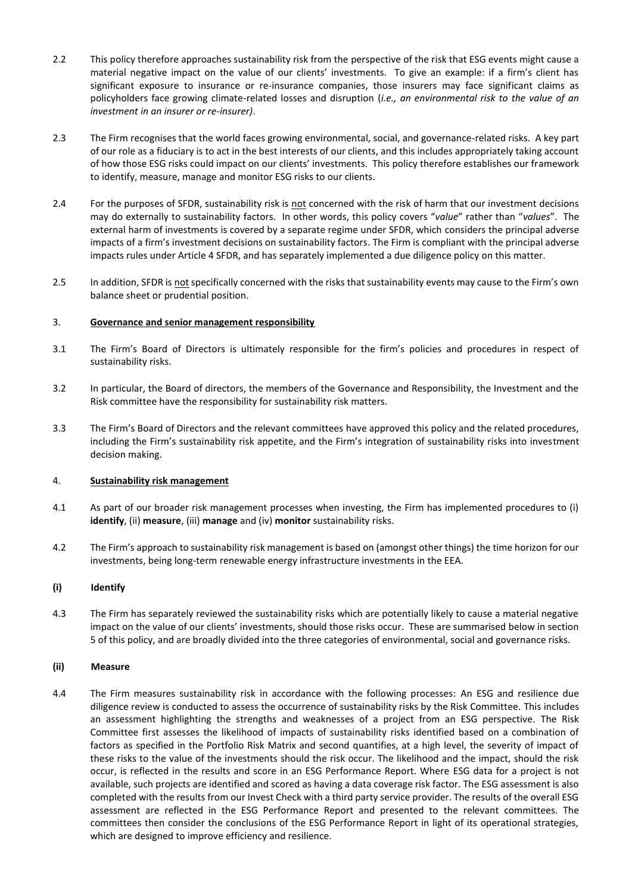2.2 This policy therefore approaches sustainability risk from the perspective of the risk that ESG events might cause a material negative impact on the value of our clients' investments. To give an example: if a firm's client has significant exposure to insurance or re-insurance companies, those insurers may face significant claims as policyholders face growing climate-related losses and disruption (*i.e., an environmental risk to the value of an investment in an insurer or re-insurer)*.

2.3 The Firm recognises that the world faces growing environmental, social, and governance-related risks. A key part of our role as a fiduciary is to act in the best interests of our clients, and this includes appropriately taking account of how those ESG risks could impact on our clients' investments. This policy therefore establishes our framework to identify, measure, manage and monitor ESG risks to our clients.

2.4 For the purposes of SFDR, sustainability risk is <u>not</u> concerned with the risk of harm that our investment decisions may do externally to sustainability factors. In other words, this policy covers "*value*" rather than "*values*". The external harm of investments is covered by a separate regime under SFDR, which considers the principal adverse impacts of a firm's investment decisions on sustainability factors. The Firm is compliant with the principal adverse impacts rules under Article 4 SFDR, and has separately implemented a due diligence policy on this matter.

2.5 In addition, SFDR is <u>not</u> specifically concerned with the risks that sustainability events may cause to the Firm's own balance sheet or prudential position.

## 3. <u>Governance and senior management responsibility</u>

3.1 The Firm's Board of Directors is ultimately responsible for the firm's policies and procedures in respect of sustainability risks.

3.2 In particular, the Board of directors, the members of the Governance and Responsibility, the Investment and the Risk committee have the responsibility for sustainability risk matters.

3.3 The Firm's Board of Directors and the relevant committees have approved this policy and the related procedures, including the Firm's sustainability risk appetite, and the Firm's integration of sustainability risks into investment decision making.

## 4. <u>Sustainability risk management</u>

4.1 As part of our broader risk management processes when investing, the Firm has implemented procedures to (i) **identify**, (ii) **measure**, (iii) **manage** and (iv) **monitor** sustainability risks.

4.2 The Firm's approach to sustainability risk management is based on (amongst other things) the time horizon for our investments, being long-term renewable energy infrastructure investments in the EEA.

### (i) Identify

4.3 The Firm has separately reviewed the sustainability risks which are potentially likely to cause a material negative impact on the value of our clients' investments, should those risks occur. These are summarised below in section 5 of this policy, and are broadly divided into the three categories of environmental, social and governance risks.

### (ii) Measure

4.4 The Firm measures sustainability risk in accordance with the following processes: An ESG and resilience due diligence review is conducted to assess the occurrence of sustainability risks by the Risk Committee. This includes an assessment highlighting the strengths and weaknesses of a project from an ESG perspective. The Risk Committee first assesses the likelihood of impacts of sustainability risks identified based on a combination of factors as specified in the Portfolio Risk Matrix and second quantifies, at a high level, the severity of impact of these risks to the value of the investments should the risk occur. The likelihood and the impact, should the risk occur, is reflected in the results and score in an ESG Performance Report. Where ESG data for a project is not available, such projects are identified and scored as having a data coverage risk factor. The ESG assessment is also completed with the results from our Invest Check with a third party service provider. The results of the overall ESG assessment are reflected in the ESG Performance Report and presented to the relevant committees. The committees then consider the conclusions of the ESG Performance Report in light of its operational strategies, which are designed to improve efficiency and resilience.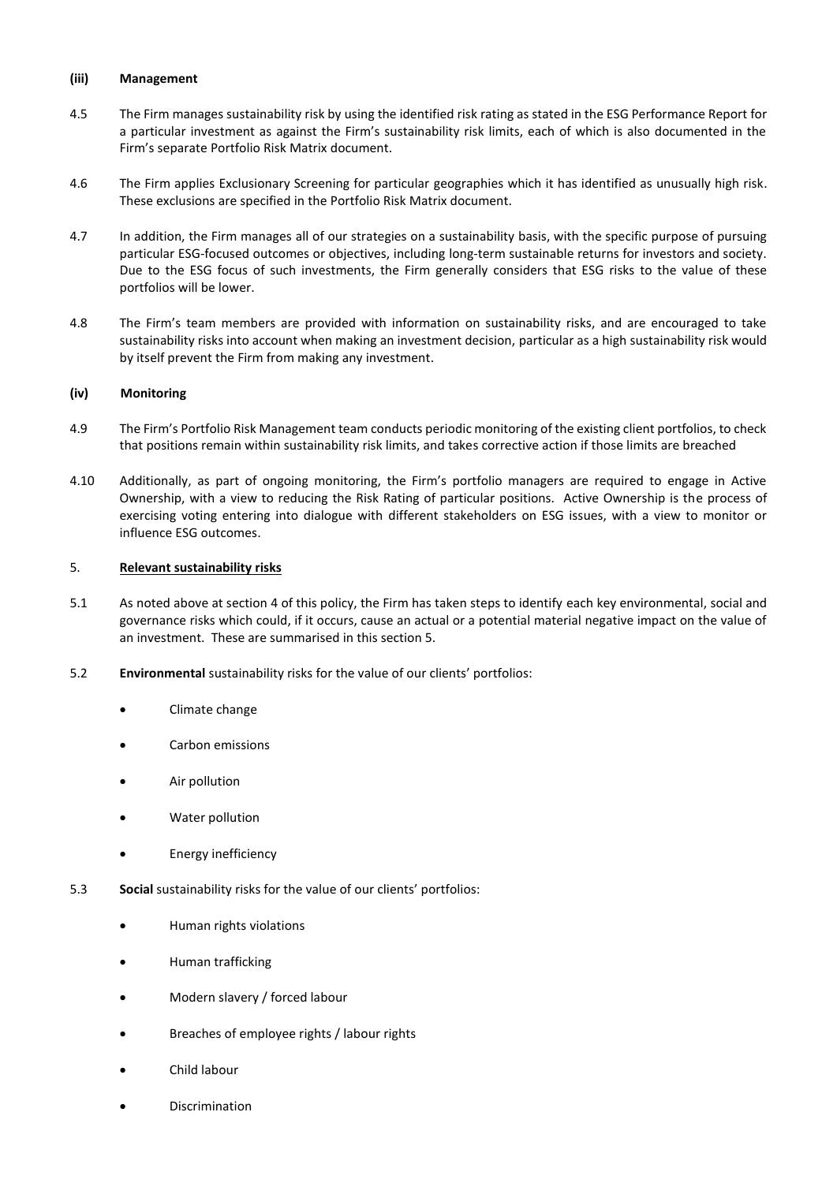**(iii) Management**

4.5 The Firm manages sustainability risk by using the identified risk rating as stated in the ESG Performance Report for a particular investment as against the Firm's sustainability risk limits, each of which is also documented in the Firm's separate Portfolio Risk Matrix document.

4.6 The Firm applies Exclusionary Screening for particular geographies which it has identified as unusually high risk. These exclusions are specified in the Portfolio Risk Matrix document.

4.7 In addition, the Firm manages all of our strategies on a sustainability basis, with the specific purpose of pursuing particular ESG-focused outcomes or objectives, including long-term sustainable returns for investors and society. Due to the ESG focus of such investments, the Firm generally considers that ESG risks to the value of these portfolios will be lower.

4.8 The Firm's team members are provided with information on sustainability risks, and are encouraged to take sustainability risks into account when making an investment decision, particular as a high sustainability risk would by itself prevent the Firm from making any investment.

**(iv) Monitoring**

4.9 The Firm's Portfolio Risk Management team conducts periodic monitoring of the existing client portfolios, to check that positions remain within sustainability risk limits, and takes corrective action if those limits are breached

4.10 Additionally, as part of ongoing monitoring, the Firm's portfolio managers are required to engage in Active Ownership, with a view to reducing the Risk Rating of particular positions. Active Ownership is the process of exercising voting entering into dialogue with different stakeholders on ESG issues, with a view to monitor or influence ESG outcomes.

## 5. <u>Relevant sustainability risks</u>

5.1 As noted above at section 4 of this policy, the Firm has taken steps to identify each key environmental, social and governance risks which could, if it occurs, cause an actual or a potential material negative impact on the value of an investment. These are summarised in this section 5.

5.2 **Environmental** sustainability risks for the value of our clients' portfolios:

- Climate change
- Carbon emissions
- Air pollution
- Water pollution
- Energy inefficiency

5.3 **Social** sustainability risks for the value of our clients' portfolios:

- Human rights violations
- Human trafficking
- Modern slavery / forced labour
- Breaches of employee rights / labour rights
- Child labour
- Discrimination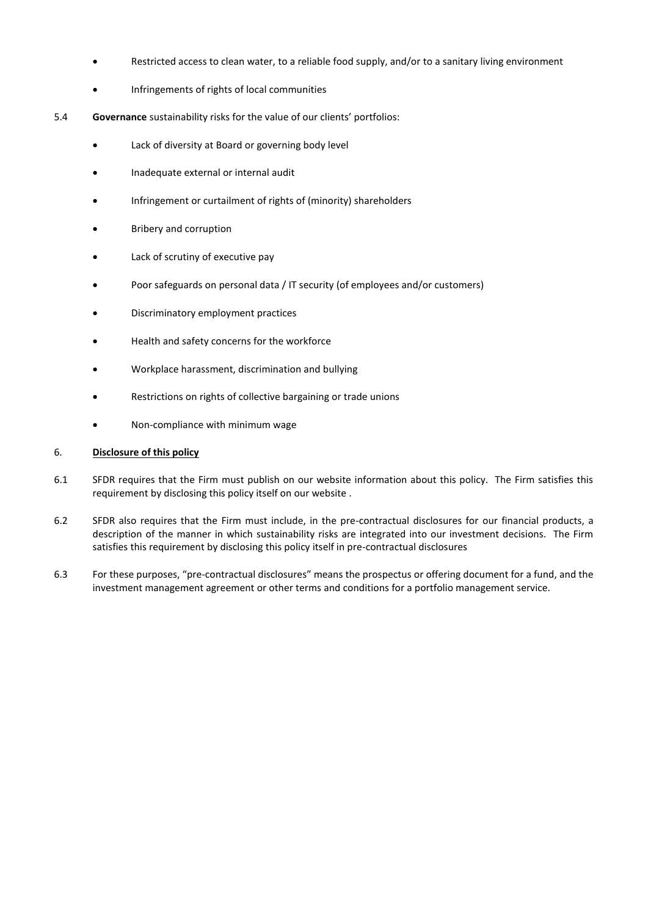- Restricted access to clean water, to a reliable food supply, and/or to a sanitary living environment
- Infringements of rights of local communities

5.4 **Governance** sustainability risks for the value of our clients' portfolios:

- Lack of diversity at Board or governing body level
- Inadequate external or internal audit
- Infringement or curtailment of rights of (minority) shareholders
- Bribery and corruption
- Lack of scrutiny of executive pay
- Poor safeguards on personal data / IT security (of employees and/or customers)
- Discriminatory employment practices
- Health and safety concerns for the workforce
- Workplace harassment, discrimination and bullying
- Restrictions on rights of collective bargaining or trade unions
- Non-compliance with minimum wage

## 6. Disclosure of this policy

6.1 SFDR requires that the Firm must publish on our website information about this policy. The Firm satisfies this requirement by disclosing this policy itself on our website .

6.2 SFDR also requires that the Firm must include, in the pre-contractual disclosures for our financial products, a description of the manner in which sustainability risks are integrated into our investment decisions. The Firm satisfies this requirement by disclosing this policy itself in pre-contractual disclosures

6.3 For these purposes, "pre-contractual disclosures" means the prospectus or offering document for a fund, and the investment management agreement or other terms and conditions for a portfolio management service.